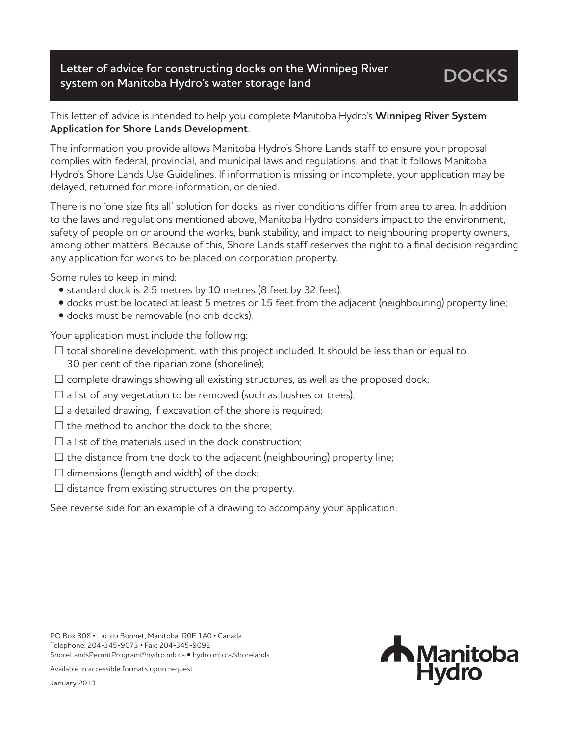# Letter of advice for constructing docks on the Winnipeg River system on Manitoba Hydro's water storage land

## DOCKS

This letter of advice is intended to help you complete Manitoba Hydro's **Winnipeg River System Application for Shore Lands Development**.

The information you provide allows Manitoba Hydro's Shore Lands staff to ensure your proposal complies with federal, provincial, and municipal laws and regulations, and that it follows Manitoba Hydro's Shore Lands Use Guidelines. If information is missing or incomplete, your application may be delayed, returned for more information, or denied.

There is no 'one size fits all' solution for docks, as river conditions differ from area to area. In addition to the laws and regulations mentioned above, Manitoba Hydro considers impact to the environment, safety of people on or around the works, bank stability, and impact to neighbouring property owners, among other matters. Because of this, Shore Lands staff reserves the right to a final decision regarding any application for works to be placed on corporation property.

Some rules to keep in mind:

- standard dock is 2.5 metres by 10 metres (8 feet by 32 feet);
- docks must be located at least 5 metres or 15 feet from the adjacent (neighbouring) property line;
- docks must be removable (no crib docks).

Your application must include the following:

- ☐ total shoreline development, with this project included. It should be less than or equal to 30 per cent of the riparian zone (shoreline);
- ☐ complete drawings showing all existing structures, as well as the proposed dock;
- ☐ a list of any vegetation to be removed (such as bushes or trees);
- ☐ a detailed drawing, if excavation of the shore is required;
- ☐ the method to anchor the dock to the shore;
- ☐ a list of the materials used in the dock construction;
- ☐ the distance from the dock to the adjacent (neighbouring) property line;
- ☐ dimensions (length and width) of the dock;
- ☐ distance from existing structures on the property.

See reverse side for an example of a drawing to accompany your application.

PO Box 808 • Lac du Bonnet, Manitoba R0E 1A0 • Canada
Telephone: 204-345-9073 • Fax: 204-345-9092
ShoreLandsPermitProgram@hydro.mb.ca • hydro.mb.ca/shorelands

Available in accessible formats upon request.

January 2019

Manitoba Hydro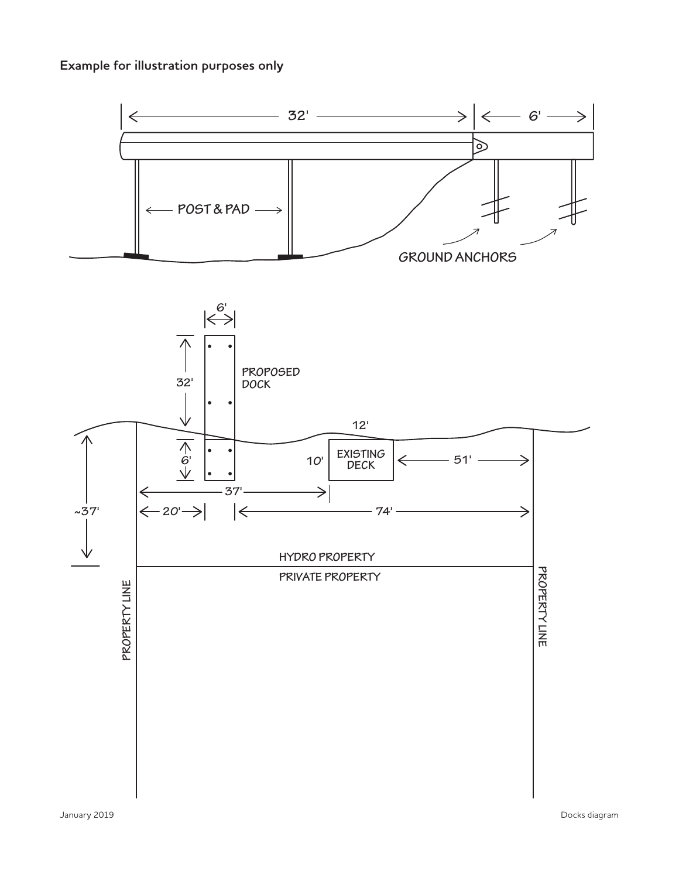**Example for illustration purposes only**

32'

6'

POST & PAD

GROUND ANCHORS

6'

32'

PROPOSED DOCK

6'

12'

10'

EXISTING DECK

51'

37'

~37'

20'

74'

HYDRO PROPERTY

PRIVATE PROPERTY

PROPERTY LINE

PROPERTY LINE

January 2019

Docks diagram